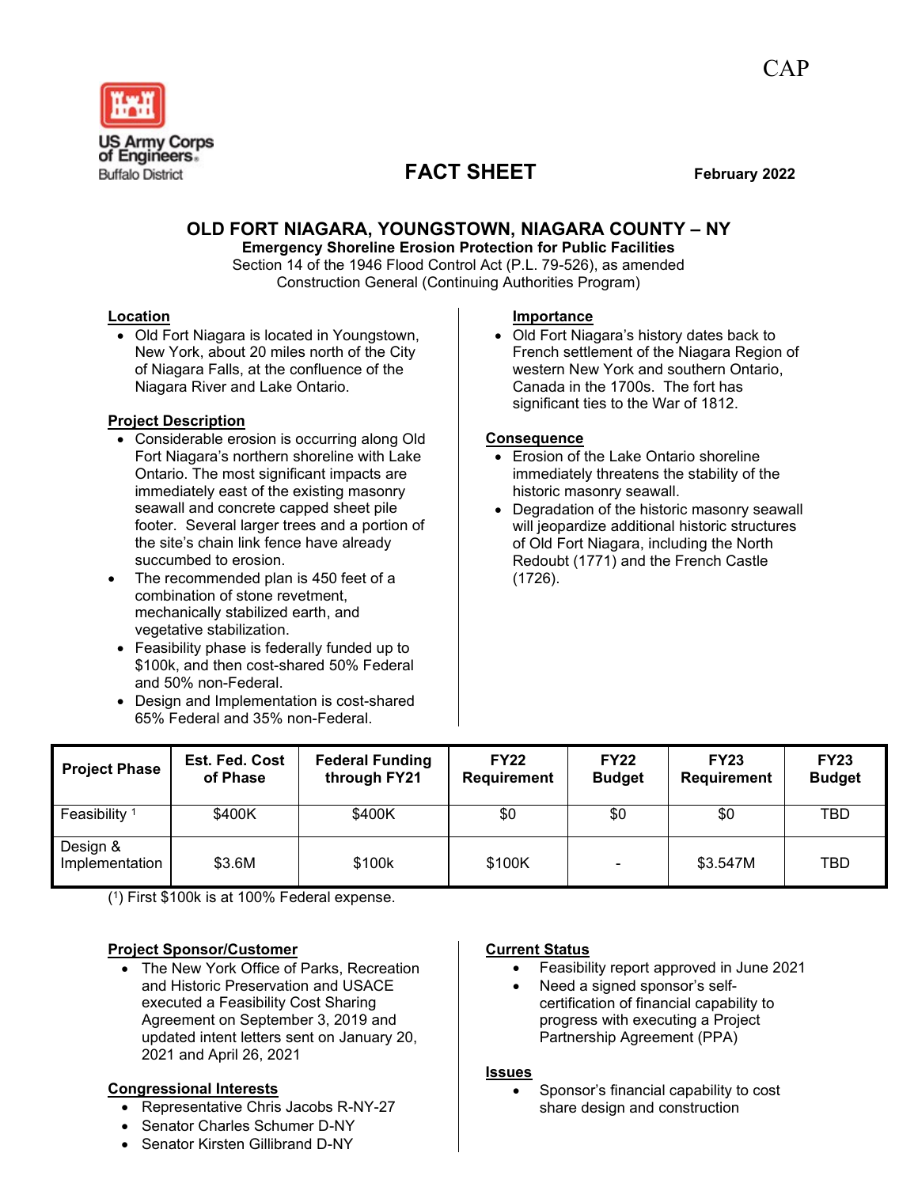CAP

US Army Corps of Engineers
Buffalo District

# FACT SHEET

**February 2022**

## OLD FORT NIAGARA, YOUNGSTOWN, NIAGARA COUNTY – NY

**Emergency Shoreline Erosion Protection for Public Facilities**

Section 14 of the 1946 Flood Control Act (P.L. 79-526), as amended

Construction General (Continuing Authorities Program)

### Location

- Old Fort Niagara is located in Youngstown, New York, about 20 miles north of the City of Niagara Falls, at the confluence of the Niagara River and Lake Ontario.

### Project Description

- Considerable erosion is occurring along Old Fort Niagara's northern shoreline with Lake Ontario. The most significant impacts are immediately east of the existing masonry seawall and concrete capped sheet pile footer. Several larger trees and a portion of the site's chain link fence have already succumbed to erosion.
- The recommended plan is 450 feet of a combination of stone revetment, mechanically stabilized earth, and vegetative stabilization.
- Feasibility phase is federally funded up to $100k, and then cost-shared 50% Federal and 50% non-Federal.
- Design and Implementation is cost-shared 65% Federal and 35% non-Federal.

### Importance

- Old Fort Niagara's history dates back to French settlement of the Niagara Region of western New York and southern Ontario, Canada in the 1700s. The fort has significant ties to the War of 1812.

### Consequence

- Erosion of the Lake Ontario shoreline immediately threatens the stability of the historic masonry seawall.
- Degradation of the historic masonry seawall will jeopardize additional historic structures of Old Fort Niagara, including the North Redoubt (1771) and the French Castle (1726).

| Project Phase | Est. Fed. Cost of Phase | Federal Funding through FY21 | FY22 Requirement | FY22 Budget | FY23 Requirement | FY23 Budget |
|---|---|---|---|---|---|---|
| Feasibility [1] | $400K | $400K | $0 | $0 | $0 | TBD |
| Design & Implementation | $3.6M | $100k | $100K | - | $3.547M | TBD |

([1]) First $100k is at 100% Federal expense.

### Project Sponsor/Customer

- The New York Office of Parks, Recreation and Historic Preservation and USACE executed a Feasibility Cost Sharing Agreement on September 3, 2019 and updated intent letters sent on January 20, 2021 and April 26, 2021

### Congressional Interests

- Representative Chris Jacobs R-NY-27
- Senator Charles Schumer D-NY
- Senator Kirsten Gillibrand D-NY

### Current Status

- Feasibility report approved in June 2021
- Need a signed sponsor's self-certification of financial capability to progress with executing a Project Partnership Agreement (PPA)

### Issues

- Sponsor's financial capability to cost share design and construction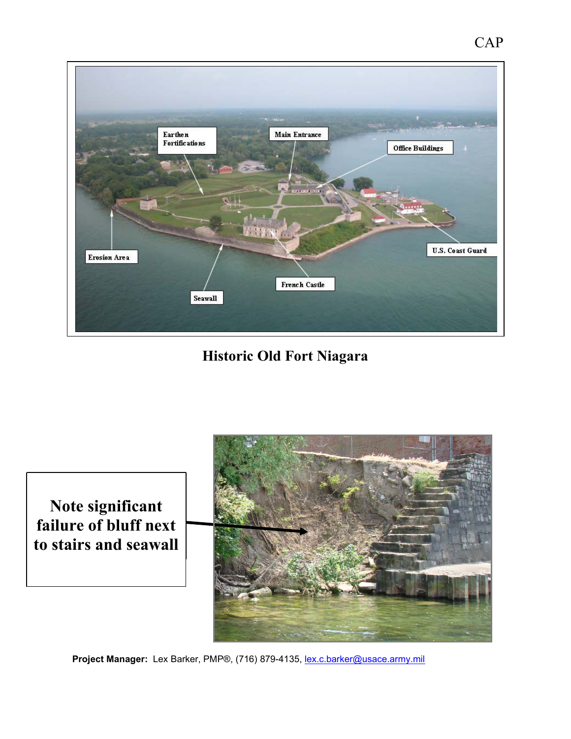Earthen Fortifications

Main Entrance

Office Buildings

Erosion Area

Seawall

French Castle

U.S. Coast Guard

**Historic Old Fort Niagara**

**Note significant failure of bluff next to stairs and seawall**

**Project Manager:** Lex Barker, PMP®, (716) 879-4135, lex.c.barker@usace.army.mil